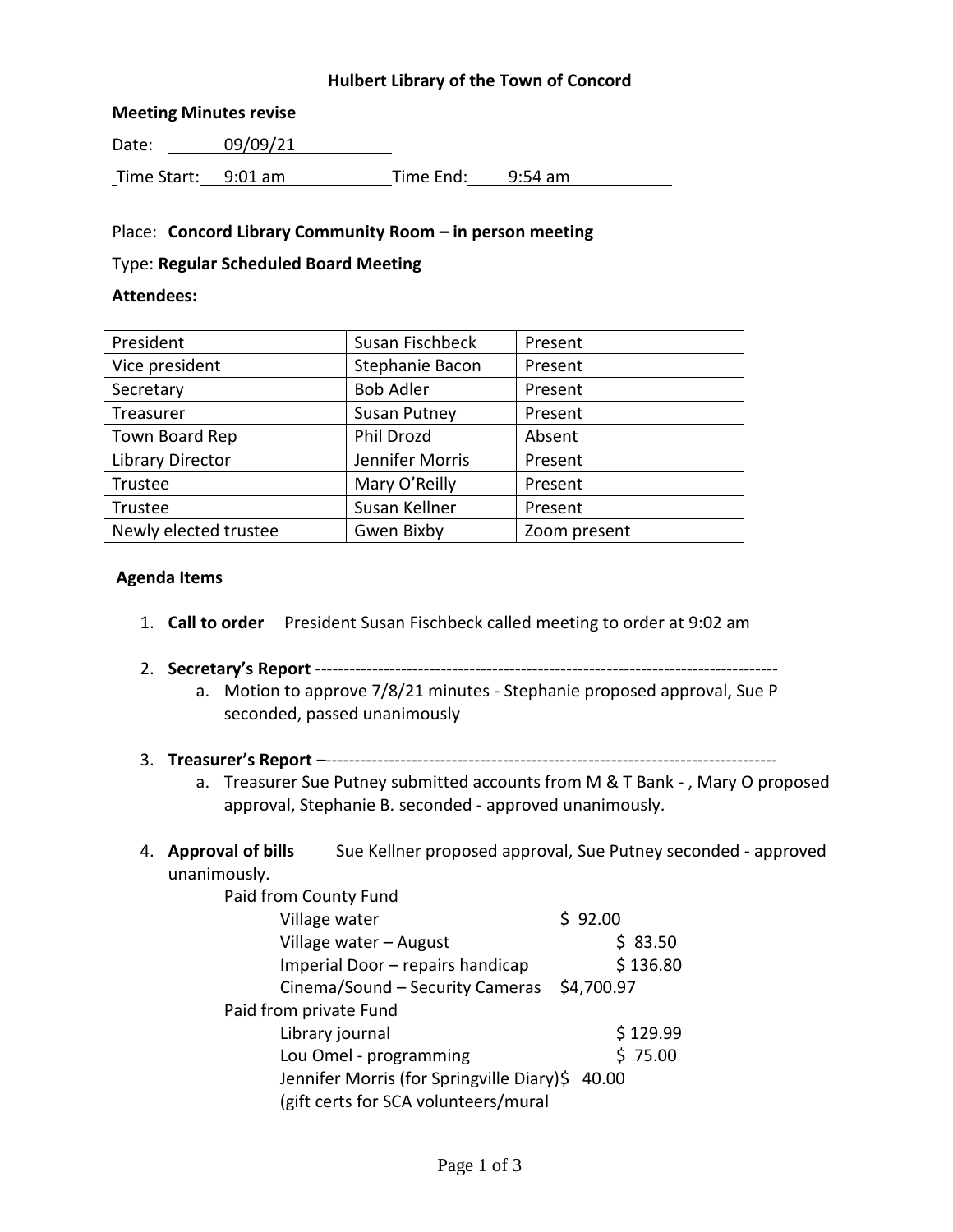# Hulbert Library of the Town of Concord

**Meeting Minutes revise**

Date: 09/09/21

Time Start: 9:01 am Time End: 9:54 am

Place: **Concord Library Community Room – in person meeting**

Type: **Regular Scheduled Board Meeting**

**Attendees:**

| President | Susan Fischbeck | Present |
|---|---|---|
| Vice president | Stephanie Bacon | Present |
| Secretary | Bob Adler | Present |
| Treasurer | Susan Putney | Present |
| Town Board Rep | Phil Drozd | Absent |
| Library Director | Jennifer Morris | Present |
| Trustee | Mary O'Reilly | Present |
| Trustee | Susan Kellner | Present |
| Newly elected trustee | Gwen Bixby | Zoom present |

**Agenda Items**

1. **Call to order** President Susan Fischbeck called meeting to order at 9:02 am

2. **Secretary's Report** ---------------------------------------------------------------------------------
   a. Motion to approve 7/8/21 minutes - Stephanie proposed approval, Sue P seconded, passed unanimously

3. **Treasurer's Report** –------------------------------------------------------------------------------
   a. Treasurer Sue Putney submitted accounts from M & T Bank - , Mary O proposed approval, Stephanie B. seconded - approved unanimously.

4. **Approval of bills** Sue Kellner proposed approval, Sue Putney seconded - approved unanimously.

   Paid from County Fund
   - Village water $ 92.00
   - Village water – August $ 83.50
   - Imperial Door – repairs handicap $ 136.80
   - Cinema/Sound – Security Cameras $4,700.97

   Paid from private Fund
   - Library journal $ 129.99
   - Lou Omel - programming $ 75.00
   - Jennifer Morris (for Springville Diary)$ 40.00
     (gift certs for SCA volunteers/mural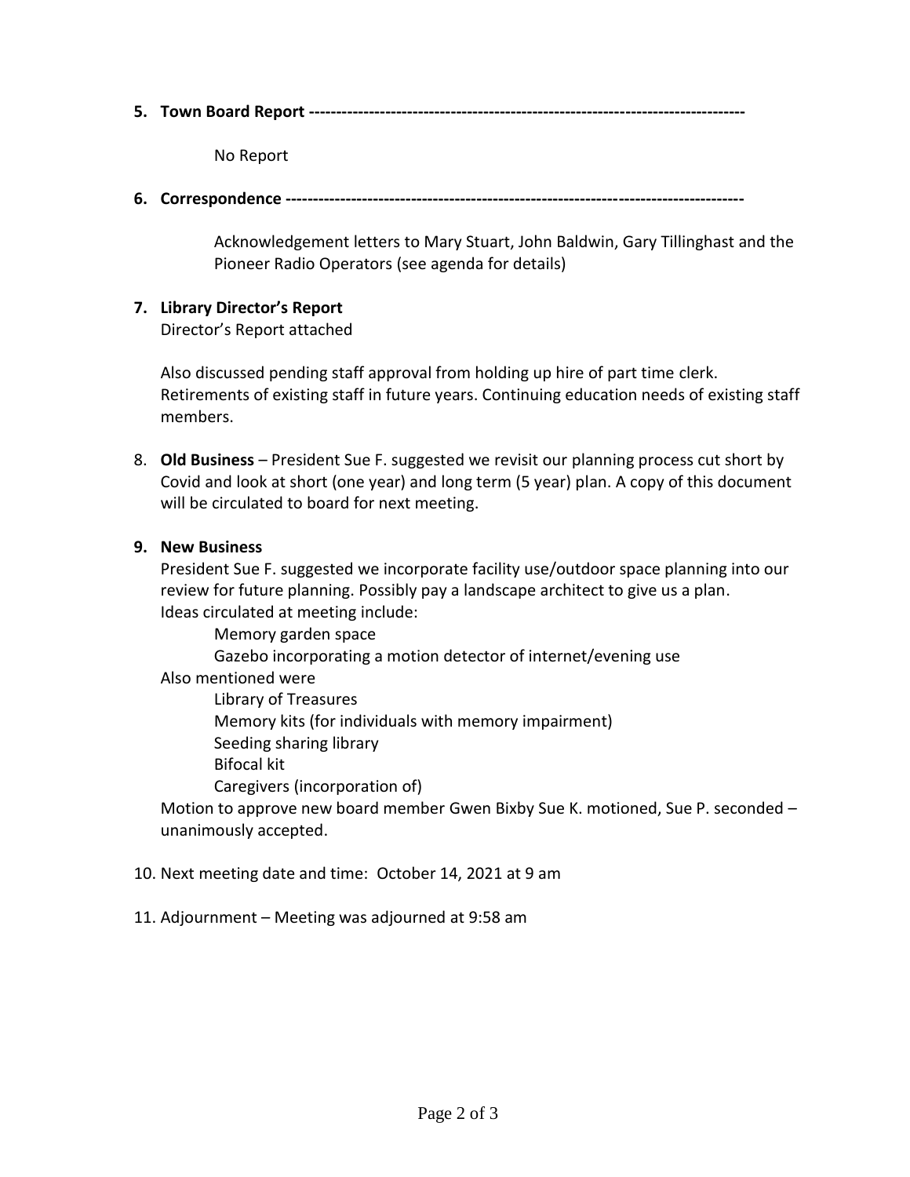**5. Town Board Report** -------------------------------------------------------------------------------

No Report

**6. Correspondence** ---------------------------------------------------------------------------------

Acknowledgement letters to Mary Stuart, John Baldwin, Gary Tillinghast and the Pioneer Radio Operators (see agenda for details)

**7. Library Director's Report**

Director's Report attached

Also discussed pending staff approval from holding up hire of part time clerk. Retirements of existing staff in future years. Continuing education needs of existing staff members.

8. **Old Business** – President Sue F. suggested we revisit our planning process cut short by Covid and look at short (one year) and long term (5 year) plan. A copy of this document will be circulated to board for next meeting.

**9. New Business**

President Sue F. suggested we incorporate facility use/outdoor space planning into our review for future planning. Possibly pay a landscape architect to give us a plan.
Ideas circulated at meeting include:

- Memory garden space
- Gazebo incorporating a motion detector of internet/evening use

Also mentioned were

- Library of Treasures
- Memory kits (for individuals with memory impairment)
- Seeding sharing library
- Bifocal kit
- Caregivers (incorporation of)

Motion to approve new board member Gwen Bixby Sue K. motioned, Sue P. seconded – unanimously accepted.

10. Next meeting date and time: October 14, 2021 at 9 am

11. Adjournment – Meeting was adjourned at 9:58 am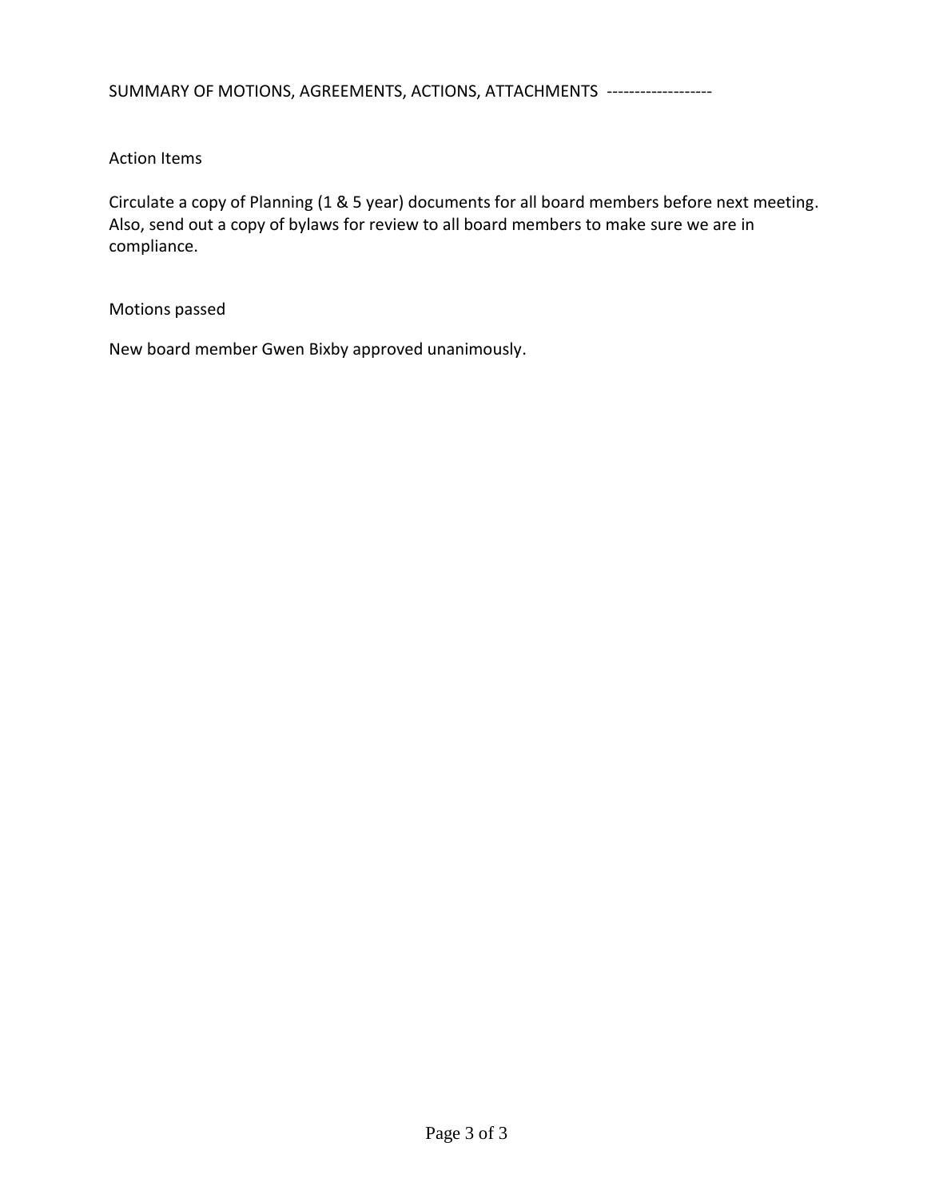SUMMARY OF MOTIONS, AGREEMENTS, ACTIONS, ATTACHMENTS -------------------

Action Items

Circulate a copy of Planning (1 & 5 year) documents for all board members before next meeting. Also, send out a copy of bylaws for review to all board members to make sure we are in compliance.

Motions passed

New board member Gwen Bixby approved unanimously.